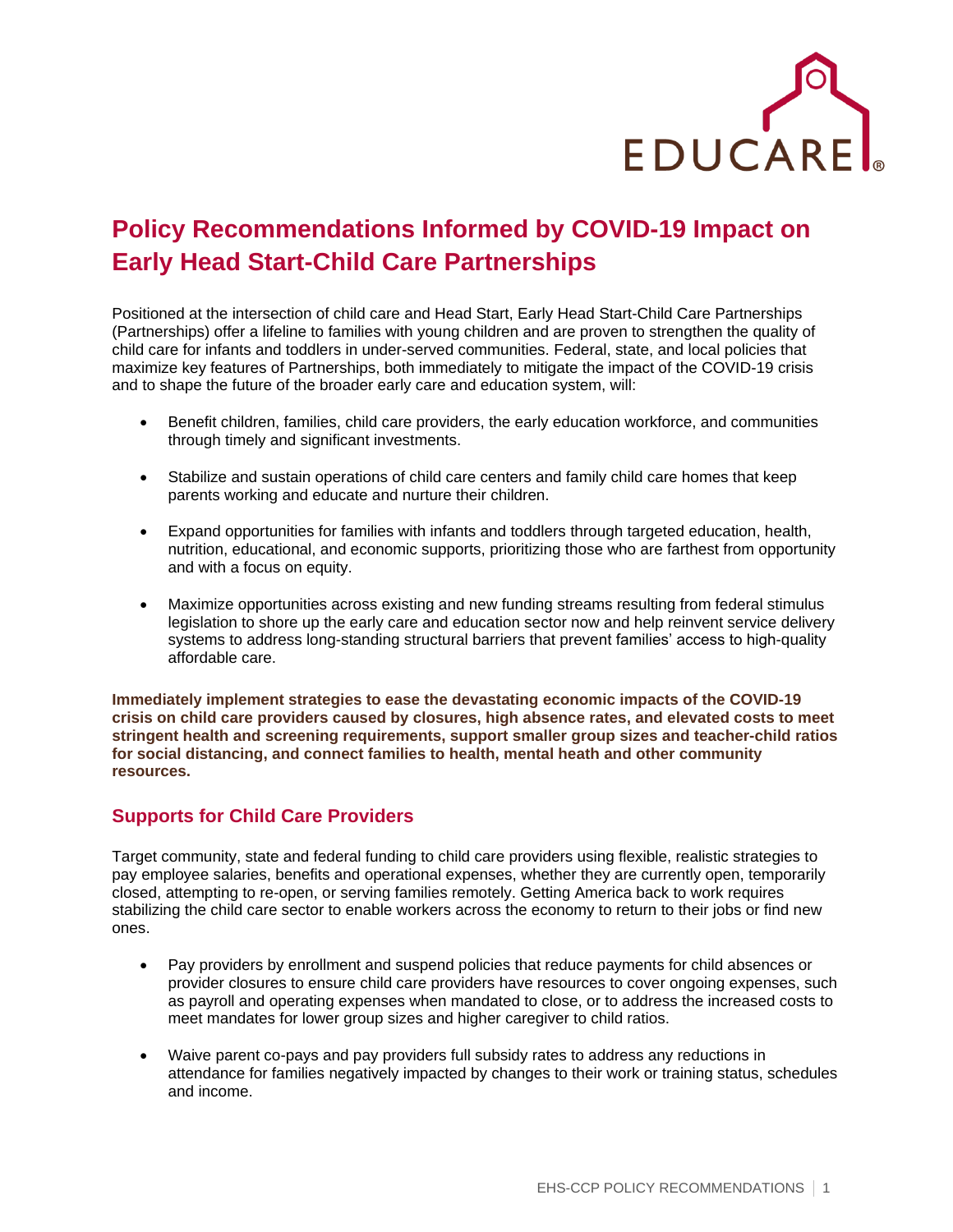# Policy Recommendations Informed by COVID-19 Impact on Early Head Start-Child Care Partnerships

Positioned at the intersection of child care and Head Start, Early Head Start-Child Care Partnerships (Partnerships) offer a lifeline to families with young children and are proven to strengthen the quality of child care for infants and toddlers in under-served communities. Federal, state, and local policies that maximize key features of Partnerships, both immediately to mitigate the impact of the COVID-19 crisis and to shape the future of the broader early care and education system, will:

- Benefit children, families, child care providers, the early education workforce, and communities through timely and significant investments.
- Stabilize and sustain operations of child care centers and family child care homes that keep parents working and educate and nurture their children.
- Expand opportunities for families with infants and toddlers through targeted education, health, nutrition, educational, and economic supports, prioritizing those who are farthest from opportunity and with a focus on equity.
- Maximize opportunities across existing and new funding streams resulting from federal stimulus legislation to shore up the early care and education sector now and help reinvent service delivery systems to address long-standing structural barriers that prevent families' access to high-quality affordable care.

**Immediately implement strategies to ease the devastating economic impacts of the COVID-19 crisis on child care providers caused by closures, high absence rates, and elevated costs to meet stringent health and screening requirements, support smaller group sizes and teacher-child ratios for social distancing, and connect families to health, mental heath and other community resources.**

## Supports for Child Care Providers

Target community, state and federal funding to child care providers using flexible, realistic strategies to pay employee salaries, benefits and operational expenses, whether they are currently open, temporarily closed, attempting to re-open, or serving families remotely. Getting America back to work requires stabilizing the child care sector to enable workers across the economy to return to their jobs or find new ones.

- Pay providers by enrollment and suspend policies that reduce payments for child absences or provider closures to ensure child care providers have resources to cover ongoing expenses, such as payroll and operating expenses when mandated to close, or to address the increased costs to meet mandates for lower group sizes and higher caregiver to child ratios.
- Waive parent co-pays and pay providers full subsidy rates to address any reductions in attendance for families negatively impacted by changes to their work or training status, schedules and income.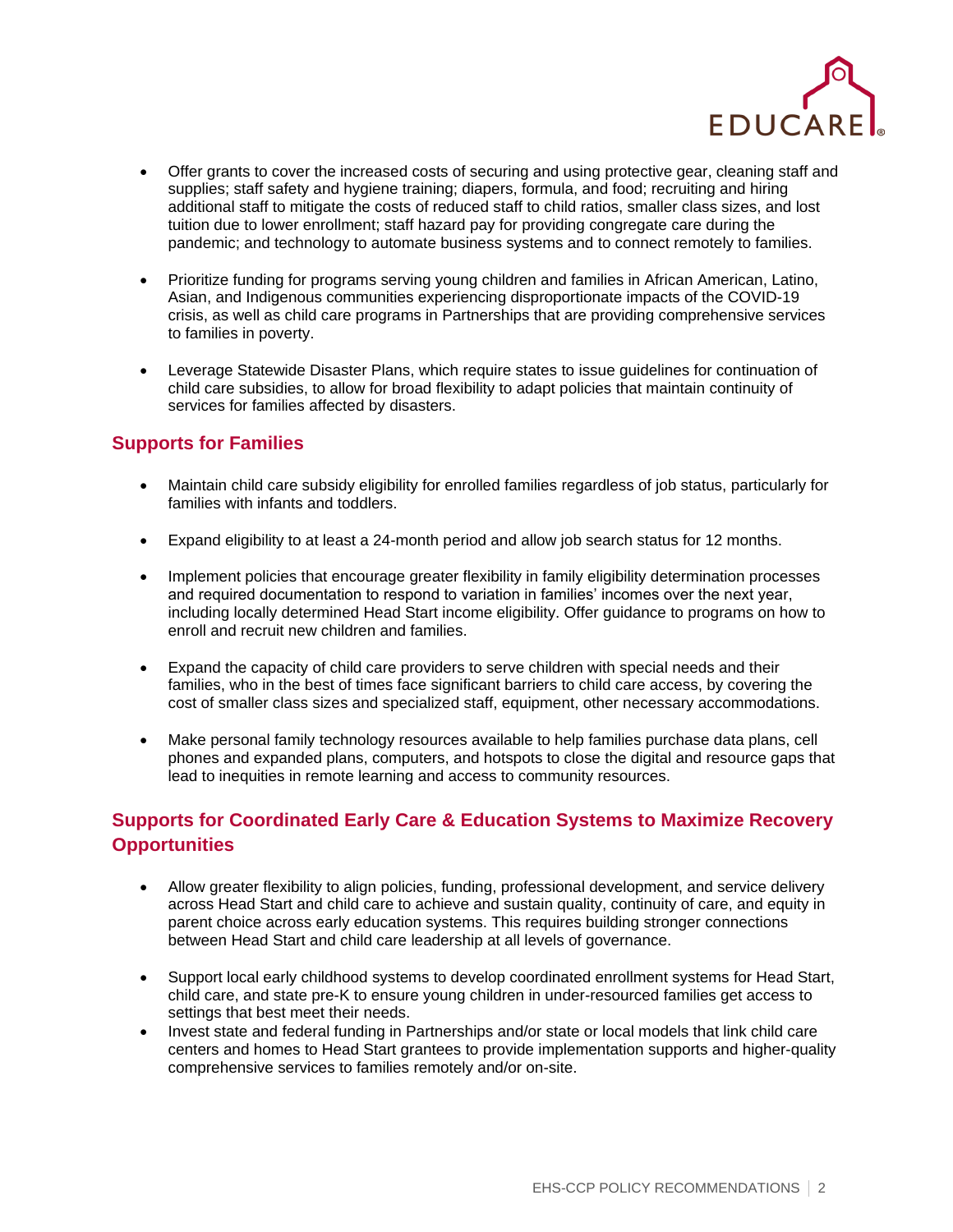- Offer grants to cover the increased costs of securing and using protective gear, cleaning staff and supplies; staff safety and hygiene training; diapers, formula, and food; recruiting and hiring additional staff to mitigate the costs of reduced staff to child ratios, smaller class sizes, and lost tuition due to lower enrollment; staff hazard pay for providing congregate care during the pandemic; and technology to automate business systems and to connect remotely to families.

- Prioritize funding for programs serving young children and families in African American, Latino, Asian, and Indigenous communities experiencing disproportionate impacts of the COVID-19 crisis, as well as child care programs in Partnerships that are providing comprehensive services to families in poverty.

- Leverage Statewide Disaster Plans, which require states to issue guidelines for continuation of child care subsidies, to allow for broad flexibility to adapt policies that maintain continuity of services for families affected by disasters.

## Supports for Families

- Maintain child care subsidy eligibility for enrolled families regardless of job status, particularly for families with infants and toddlers.

- Expand eligibility to at least a 24-month period and allow job search status for 12 months.

- Implement policies that encourage greater flexibility in family eligibility determination processes and required documentation to respond to variation in families' incomes over the next year, including locally determined Head Start income eligibility. Offer guidance to programs on how to enroll and recruit new children and families.

- Expand the capacity of child care providers to serve children with special needs and their families, who in the best of times face significant barriers to child care access, by covering the cost of smaller class sizes and specialized staff, equipment, other necessary accommodations.

- Make personal family technology resources available to help families purchase data plans, cell phones and expanded plans, computers, and hotspots to close the digital and resource gaps that lead to inequities in remote learning and access to community resources.

## Supports for Coordinated Early Care & Education Systems to Maximize Recovery Opportunities

- Allow greater flexibility to align policies, funding, professional development, and service delivery across Head Start and child care to achieve and sustain quality, continuity of care, and equity in parent choice across early education systems. This requires building stronger connections between Head Start and child care leadership at all levels of governance.

- Support local early childhood systems to develop coordinated enrollment systems for Head Start, child care, and state pre-K to ensure young children in under-resourced families get access to settings that best meet their needs.
- Invest state and federal funding in Partnerships and/or state or local models that link child care centers and homes to Head Start grantees to provide implementation supports and higher-quality comprehensive services to families remotely and/or on-site.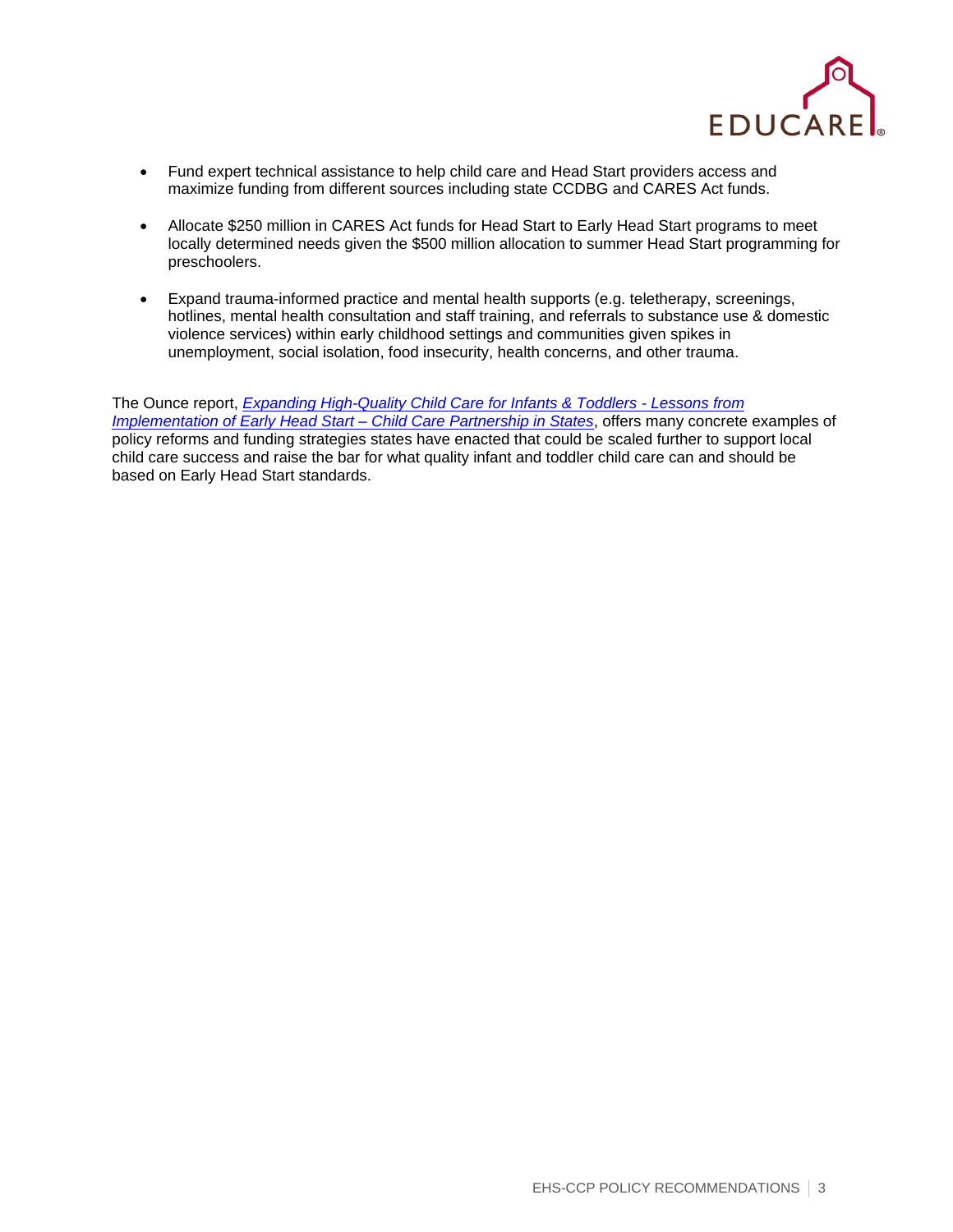- Fund expert technical assistance to help child care and Head Start providers access and maximize funding from different sources including state CCDBG and CARES Act funds.

- Allocate $250 million in CARES Act funds for Head Start to Early Head Start programs to meet locally determined needs given the $500 million allocation to summer Head Start programming for preschoolers.

- Expand trauma-informed practice and mental health supports (e.g. teletherapy, screenings, hotlines, mental health consultation and staff training, and referrals to substance use & domestic violence services) within early childhood settings and communities given spikes in unemployment, social isolation, food insecurity, health concerns, and other trauma.

The Ounce report, *Expanding High-Quality Child Care for Infants & Toddlers - Lessons from Implementation of Early Head Start – Child Care Partnership in States*, offers many concrete examples of policy reforms and funding strategies states have enacted that could be scaled further to support local child care success and raise the bar for what quality infant and toddler child care can and should be based on Early Head Start standards.